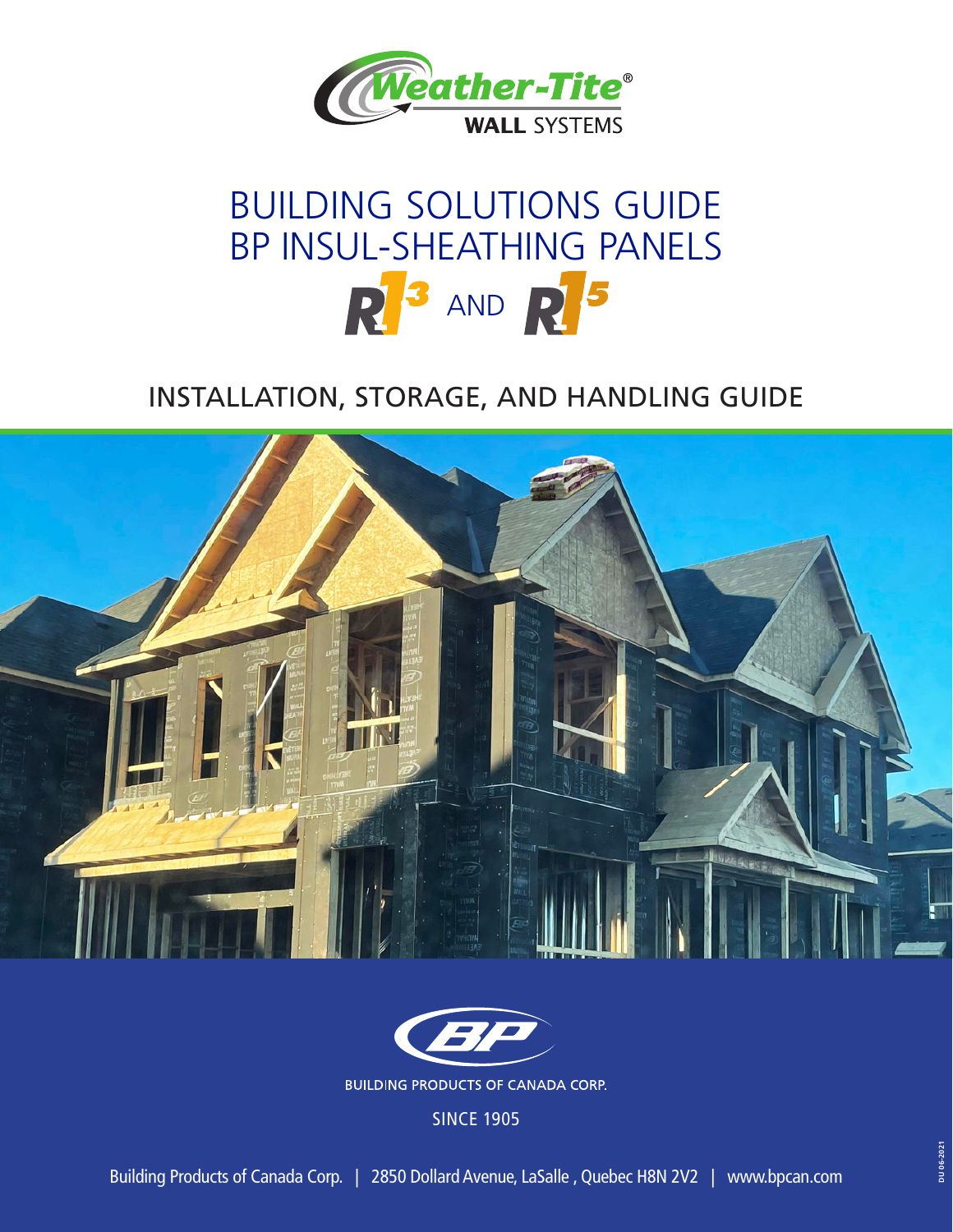Weather-Tite®

WALL SYSTEMS

# BUILDING SOLUTIONS GUIDE
# BP INSUL-SHEATHING PANELS
# R3 AND R5

## INSTALLATION, STORAGE, AND HANDLING GUIDE

BUILDING PRODUCTS OF CANADA CORP.

SINCE 1905

Building Products of Canada Corp. | 2850 Dollard Avenue, LaSalle , Quebec H8N 2V2 | www.bpcan.com

DU 06-2021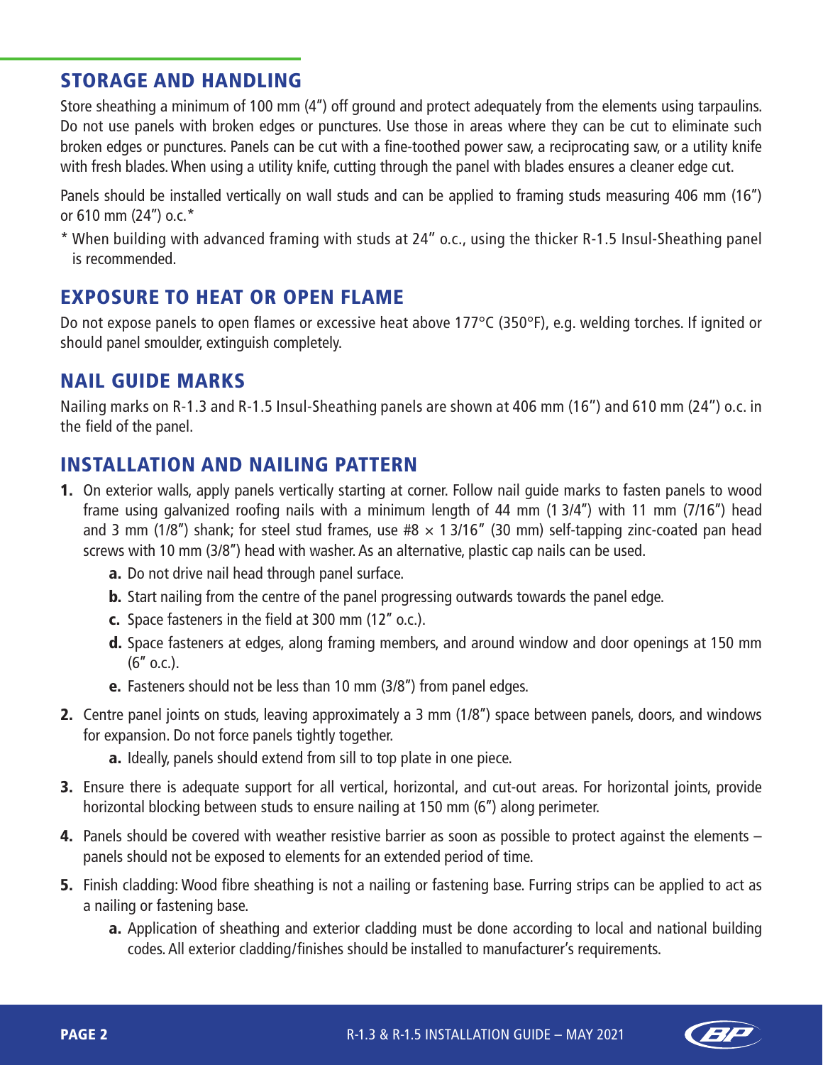## STORAGE AND HANDLING

Store sheathing a minimum of 100 mm (4") off ground and protect adequately from the elements using tarpaulins. Do not use panels with broken edges or punctures. Use those in areas where they can be cut to eliminate such broken edges or punctures. Panels can be cut with a fine-toothed power saw, a reciprocating saw, or a utility knife with fresh blades. When using a utility knife, cutting through the panel with blades ensures a cleaner edge cut.

Panels should be installed vertically on wall studs and can be applied to framing studs measuring 406 mm (16") or 610 mm (24") o.c.*

* When building with advanced framing with studs at 24" o.c., using the thicker R-1.5 Insul-Sheathing panel is recommended.

## EXPOSURE TO HEAT OR OPEN FLAME

Do not expose panels to open flames or excessive heat above 177°C (350°F), e.g. welding torches. If ignited or should panel smoulder, extinguish completely.

## NAIL GUIDE MARKS

Nailing marks on R-1.3 and R-1.5 Insul-Sheathing panels are shown at 406 mm (16") and 610 mm (24") o.c. in the field of the panel.

## INSTALLATION AND NAILING PATTERN

1. On exterior walls, apply panels vertically starting at corner. Follow nail guide marks to fasten panels to wood frame using galvanized roofing nails with a minimum length of 44 mm (1 3/4") with 11 mm (7/16") head and 3 mm (1/8") shank; for steel stud frames, use #8 × 1 3/16" (30 mm) self-tapping zinc-coated pan head screws with 10 mm (3/8") head with washer. As an alternative, plastic cap nails can be used.
   a. Do not drive nail head through panel surface.
   b. Start nailing from the centre of the panel progressing outwards towards the panel edge.
   c. Space fasteners in the field at 300 mm (12" o.c.).
   d. Space fasteners at edges, along framing members, and around window and door openings at 150 mm (6" o.c.).
   e. Fasteners should not be less than 10 mm (3/8") from panel edges.
2. Centre panel joints on studs, leaving approximately a 3 mm (1/8") space between panels, doors, and windows for expansion. Do not force panels tightly together.
   a. Ideally, panels should extend from sill to top plate in one piece.
3. Ensure there is adequate support for all vertical, horizontal, and cut-out areas. For horizontal joints, provide horizontal blocking between studs to ensure nailing at 150 mm (6") along perimeter.
4. Panels should be covered with weather resistive barrier as soon as possible to protect against the elements – panels should not be exposed to elements for an extended period of time.
5. Finish cladding: Wood fibre sheathing is not a nailing or fastening base. Furring strips can be applied to act as a nailing or fastening base.
   a. Application of sheathing and exterior cladding must be done according to local and national building codes. All exterior cladding/finishes should be installed to manufacturer's requirements.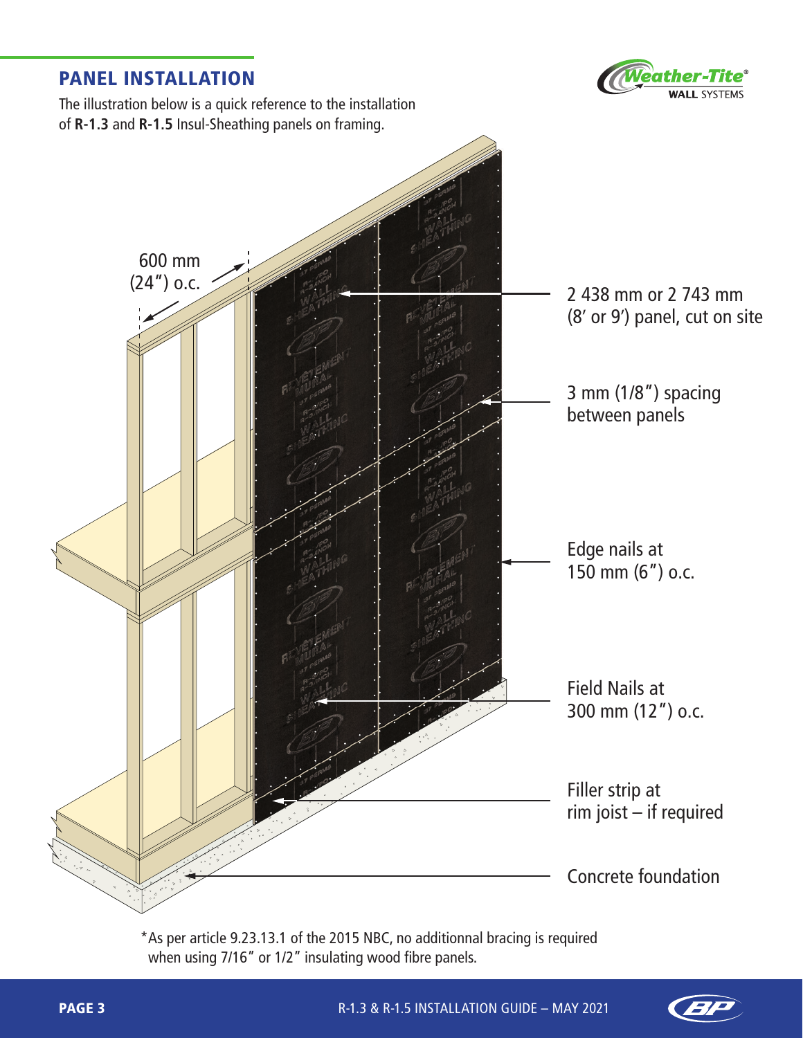## PANEL INSTALLATION

The illustration below is a quick reference to the installation of **R-1.3** and **R-1.5** Insul-Sheathing panels on framing.

600 mm (24") o.c.

2 438 mm or 2 743 mm (8′ or 9′) panel, cut on site

3 mm (1/8") spacing between panels

Edge nails at 150 mm (6") o.c.

Field Nails at 300 mm (12") o.c.

Filler strip at rim joist – if required

Concrete foundation

*As per article 9.23.13.1 of the 2015 NBC, no additionnal bracing is required when using 7/16" or 1/2" insulating wood fibre panels.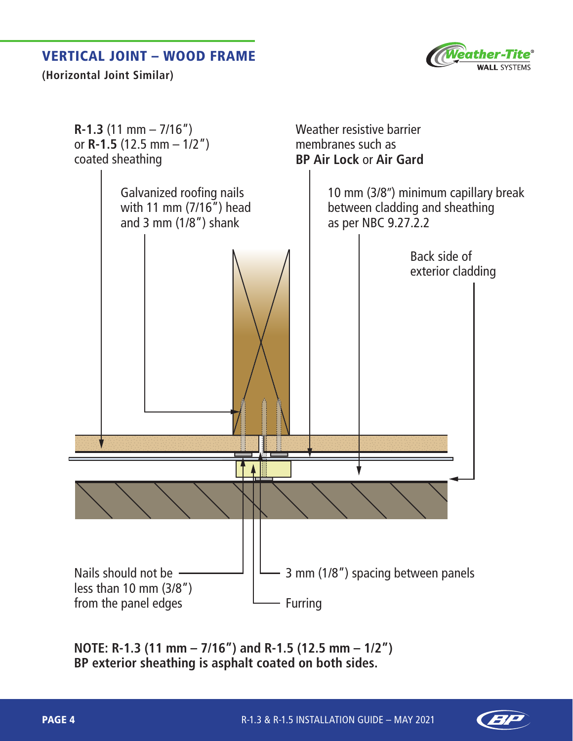## VERTICAL JOINT – WOOD FRAME

**(Horizontal Joint Similar)**

**R-1.3** (11 mm – 7/16") or **R-1.5** (12.5 mm – 1/2") coated sheathing

Weather resistive barrier membranes such as **BP Air Lock** or **Air Gard**

Galvanized roofing nails with 11 mm (7/16") head and 3 mm (1/8") shank

10 mm (3/8") minimum capillary break between cladding and sheathing as per NBC 9.27.2.2

Back side of exterior cladding

Nails should not be less than 10 mm (3/8") from the panel edges

3 mm (1/8") spacing between panels

Furring

**NOTE: R-1.3 (11 mm – 7/16") and R-1.5 (12.5 mm – 1/2") BP exterior sheathing is asphalt coated on both sides.**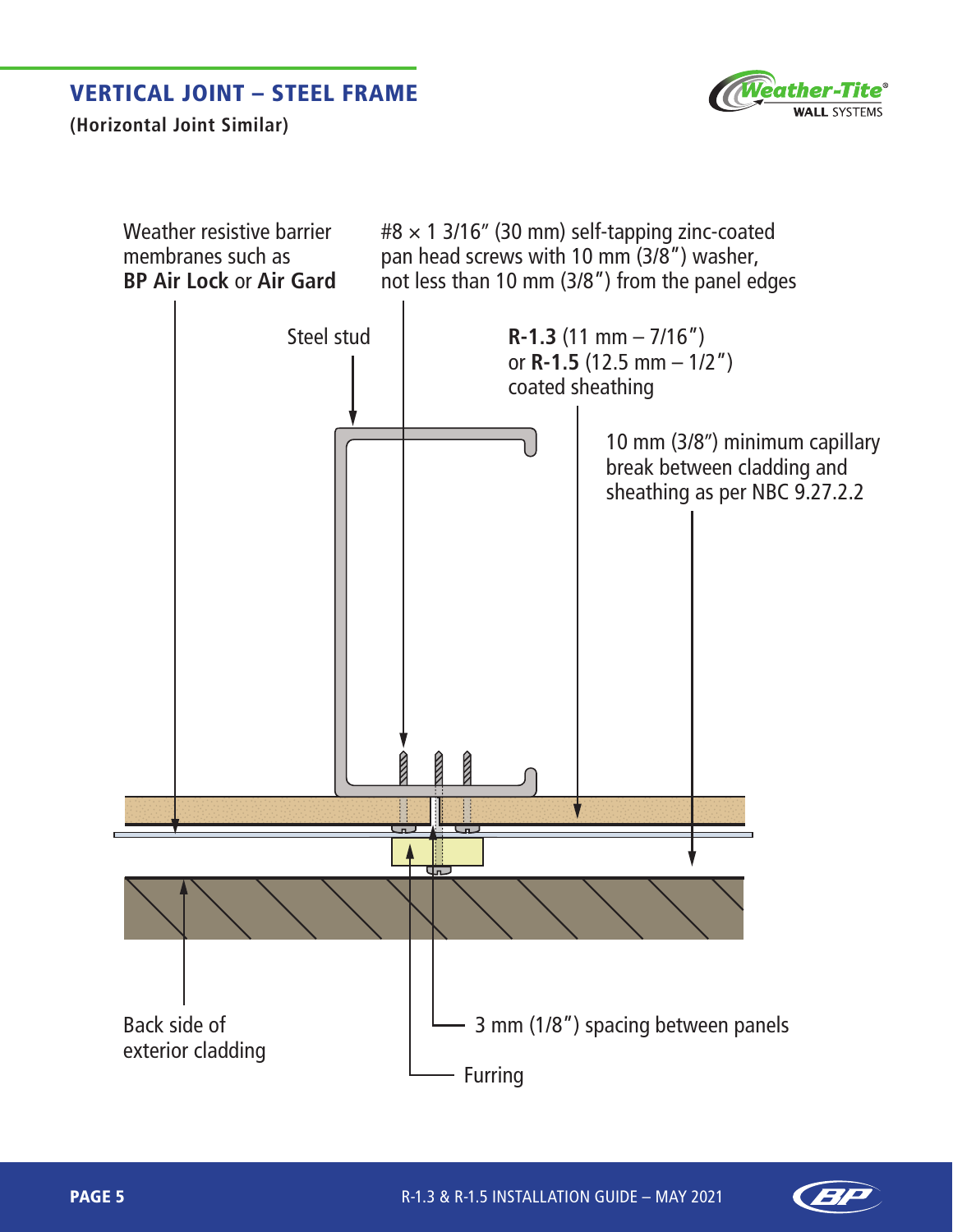## VERTICAL JOINT – STEEL FRAME

**(Horizontal Joint Similar)**

Weather resistive barrier membranes such as **BP Air Lock** or **Air Gard**

#8 × 1 3/16″ (30 mm) self-tapping zinc-coated pan head screws with 10 mm (3/8″) washer, not less than 10 mm (3/8″) from the panel edges

Steel stud

**R-1.3** (11 mm – 7/16″) or **R-1.5** (12.5 mm – 1/2″) coated sheathing

10 mm (3/8″) minimum capillary break between cladding and sheathing as per NBC 9.27.2.2

Back side of exterior cladding

3 mm (1/8″) spacing between panels

Furring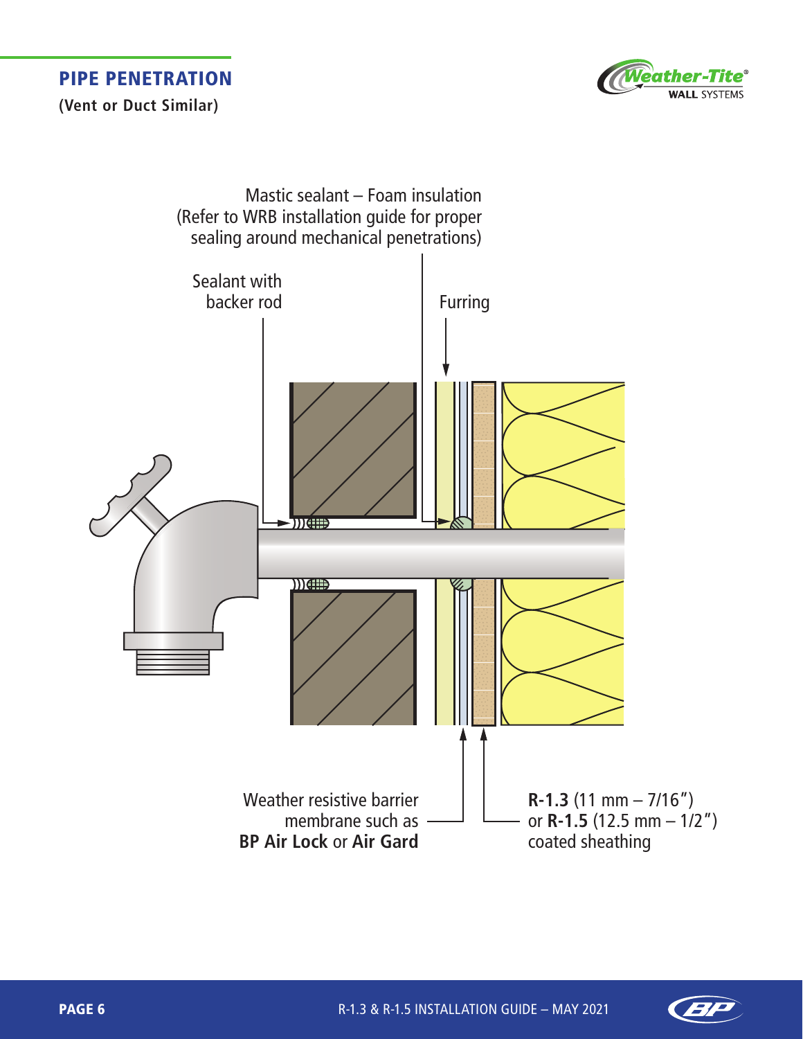## PIPE PENETRATION

**(Vent or Duct Similar)**

Mastic sealant – Foam insulation
(Refer to WRB installation guide for proper sealing around mechanical penetrations)

Sealant with backer rod

Furring

Weather resistive barrier membrane such as **BP Air Lock** or **Air Gard**

**R-1.3** (11 mm – 7/16") or **R-1.5** (12.5 mm – 1/2") coated sheathing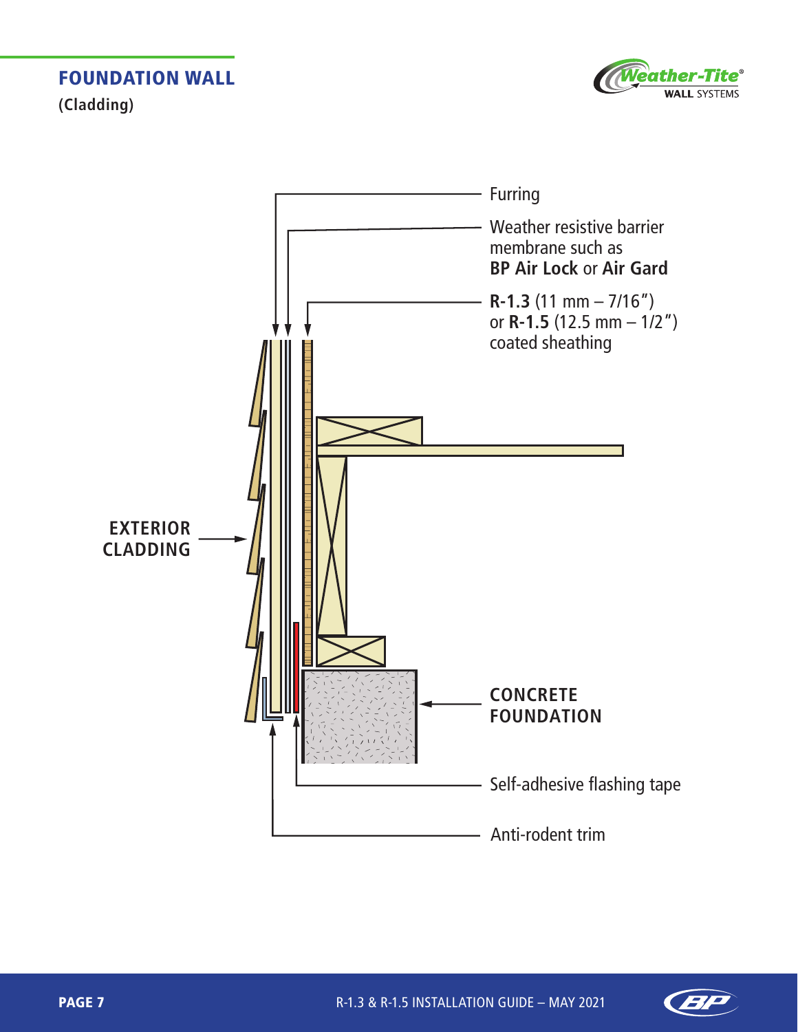## FOUNDATION WALL

**(Cladding)**

Furring

Weather resistive barrier membrane such as **BP Air Lock** or **Air Gard**

**R-1.3** (11 mm – 7/16") or **R-1.5** (12.5 mm – 1/2") coated sheathing

**EXTERIOR CLADDING**

**CONCRETE FOUNDATION**

Self-adhesive flashing tape

Anti-rodent trim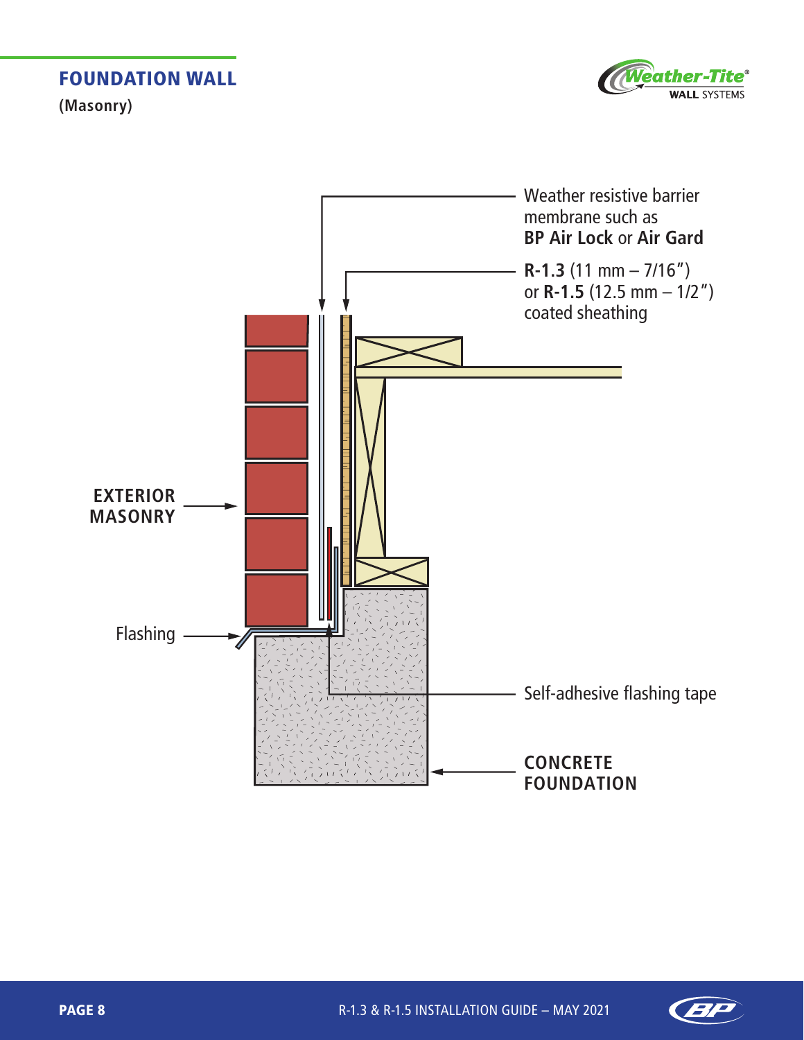## FOUNDATION WALL

**(Masonry)**

Weather resistive barrier membrane such as **BP Air Lock** or **Air Gard**

**R-1.3** (11 mm – 7/16") or **R-1.5** (12.5 mm – 1/2") coated sheathing

**EXTERIOR MASONRY**

Flashing

Self-adhesive flashing tape

**CONCRETE FOUNDATION**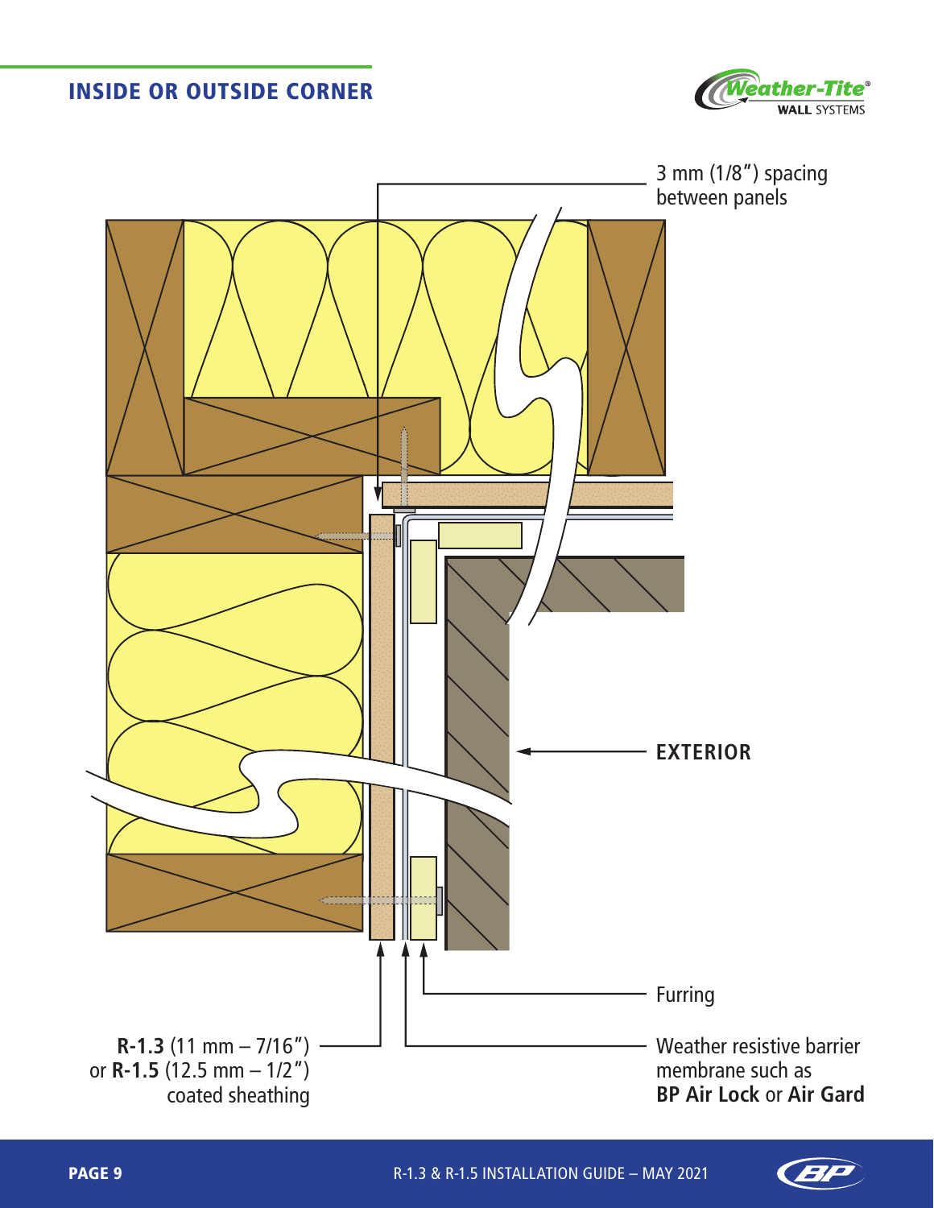## INSIDE OR OUTSIDE CORNER

3 mm (1/8") spacing between panels

EXTERIOR

Furring

**R-1.3** (11 mm – 7/16") or **R-1.5** (12.5 mm – 1/2") coated sheathing

Weather resistive barrier membrane such as **BP Air Lock** or **Air Gard**